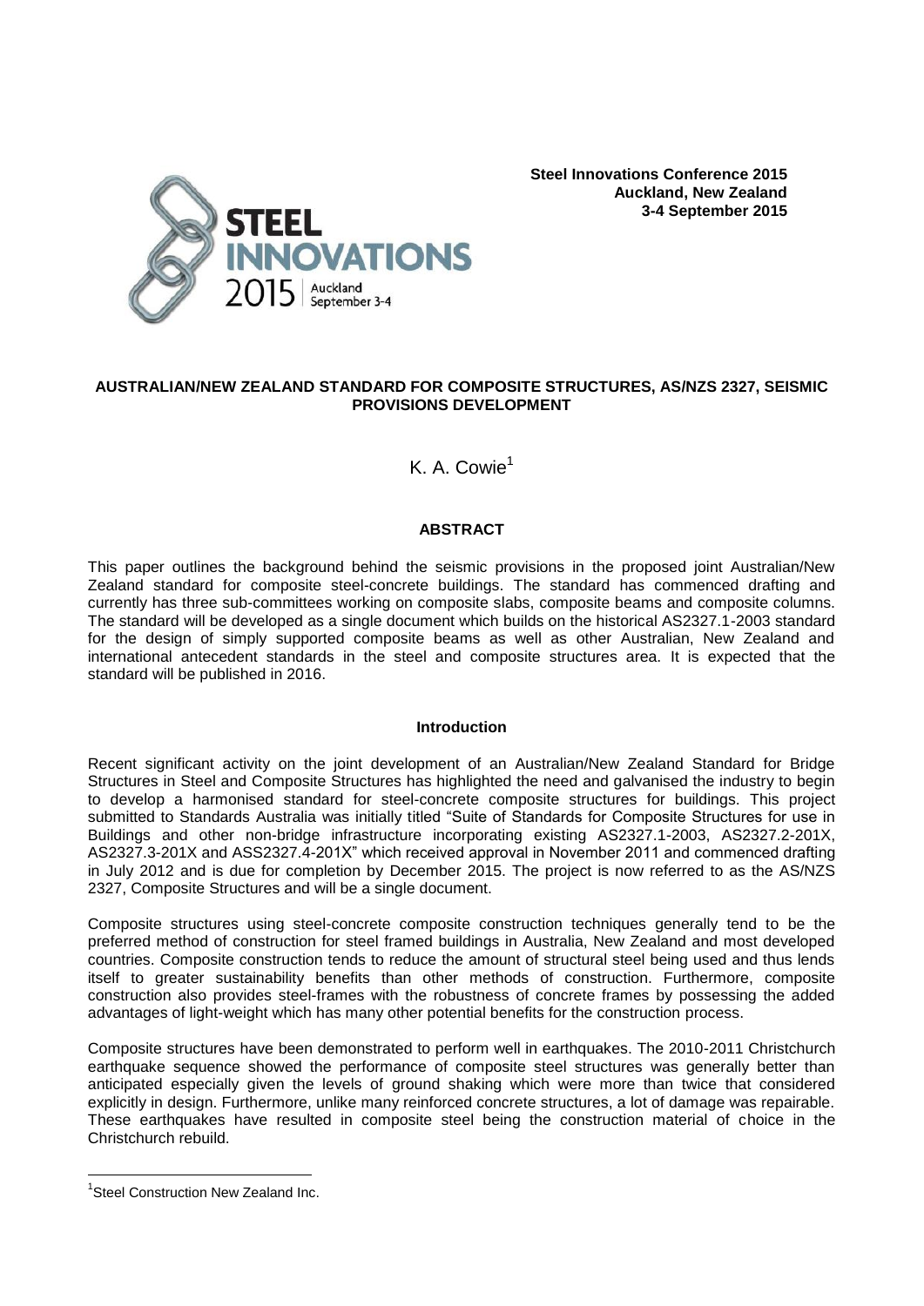**Steel Innovations Conference 2015**
**Auckland, New Zealand**
**3-4 September 2015**

# AUSTRALIAN/NEW ZEALAND STANDARD FOR COMPOSITE STRUCTURES, AS/NZS 2327, SEISMIC PROVISIONS DEVELOPMENT

K. A. Cowie[1]

## ABSTRACT

This paper outlines the background behind the seismic provisions in the proposed joint Australian/New Zealand standard for composite steel-concrete buildings. The standard has commenced drafting and currently has three sub-committees working on composite slabs, composite beams and composite columns. The standard will be developed as a single document which builds on the historical AS2327.1-2003 standard for the design of simply supported composite beams as well as other Australian, New Zealand and international antecedent standards in the steel and composite structures area. It is expected that the standard will be published in 2016.

## Introduction

Recent significant activity on the joint development of an Australian/New Zealand Standard for Bridge Structures in Steel and Composite Structures has highlighted the need and galvanised the industry to begin to develop a harmonised standard for steel-concrete composite structures for buildings. This project submitted to Standards Australia was initially titled "Suite of Standards for Composite Structures for use in Buildings and other non-bridge infrastructure incorporating existing AS2327.1-2003, AS2327.2-201X, AS2327.3-201X and ASS2327.4-201X" which received approval in November 2011 and commenced drafting in July 2012 and is due for completion by December 2015. The project is now referred to as the AS/NZS 2327, Composite Structures and will be a single document.

Composite structures using steel-concrete composite construction techniques generally tend to be the preferred method of construction for steel framed buildings in Australia, New Zealand and most developed countries. Composite construction tends to reduce the amount of structural steel being used and thus lends itself to greater sustainability benefits than other methods of construction. Furthermore, composite construction also provides steel-frames with the robustness of concrete frames by possessing the added advantages of light-weight which has many other potential benefits for the construction process.

Composite structures have been demonstrated to perform well in earthquakes. The 2010-2011 Christchurch earthquake sequence showed the performance of composite steel structures was generally better than anticipated especially given the levels of ground shaking which were more than twice that considered explicitly in design. Furthermore, unlike many reinforced concrete structures, a lot of damage was repairable. These earthquakes have resulted in composite steel being the construction material of choice in the Christchurch rebuild.

[1]Steel Construction New Zealand Inc.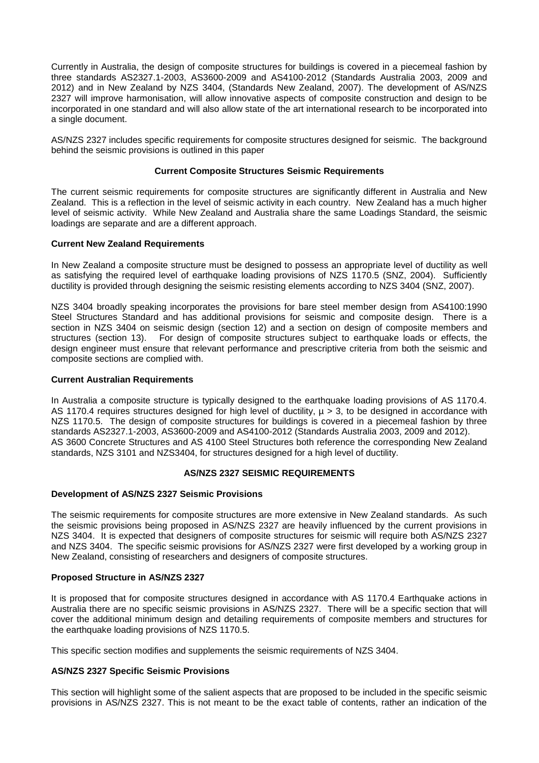Currently in Australia, the design of composite structures for buildings is covered in a piecemeal fashion by three standards AS2327.1-2003, AS3600-2009 and AS4100-2012 (Standards Australia 2003, 2009 and 2012) and in New Zealand by NZS 3404, (Standards New Zealand, 2007). The development of AS/NZS 2327 will improve harmonisation, will allow innovative aspects of composite construction and design to be incorporated in one standard and will also allow state of the art international research to be incorporated into a single document.

AS/NZS 2327 includes specific requirements for composite structures designed for seismic. The background behind the seismic provisions is outlined in this paper

## Current Composite Structures Seismic Requirements

The current seismic requirements for composite structures are significantly different in Australia and New Zealand. This is a reflection in the level of seismic activity in each country. New Zealand has a much higher level of seismic activity. While New Zealand and Australia share the same Loadings Standard, the seismic loadings are separate and are a different approach.

### Current New Zealand Requirements

In New Zealand a composite structure must be designed to possess an appropriate level of ductility as well as satisfying the required level of earthquake loading provisions of NZS 1170.5 (SNZ, 2004). Sufficiently ductility is provided through designing the seismic resisting elements according to NZS 3404 (SNZ, 2007).

NZS 3404 broadly speaking incorporates the provisions for bare steel member design from AS4100:1990 Steel Structures Standard and has additional provisions for seismic and composite design. There is a section in NZS 3404 on seismic design (section 12) and a section on design of composite members and structures (section 13). For design of composite structures subject to earthquake loads or effects, the design engineer must ensure that relevant performance and prescriptive criteria from both the seismic and composite sections are complied with.

### Current Australian Requirements

In Australia a composite structure is typically designed to the earthquake loading provisions of AS 1170.4. AS 1170.4 requires structures designed for high level of ductility, $\mu > 3$, to be designed in accordance with NZS 1170.5. The design of composite structures for buildings is covered in a piecemeal fashion by three standards AS2327.1-2003, AS3600-2009 and AS4100-2012 (Standards Australia 2003, 2009 and 2012). AS 3600 Concrete Structures and AS 4100 Steel Structures both reference the corresponding New Zealand standards, NZS 3101 and NZS3404, for structures designed for a high level of ductility.

## AS/NZS 2327 SEISMIC REQUIREMENTS

### Development of AS/NZS 2327 Seismic Provisions

The seismic requirements for composite structures are more extensive in New Zealand standards. As such the seismic provisions being proposed in AS/NZS 2327 are heavily influenced by the current provisions in NZS 3404. It is expected that designers of composite structures for seismic will require both AS/NZS 2327 and NZS 3404. The specific seismic provisions for AS/NZS 2327 were first developed by a working group in New Zealand, consisting of researchers and designers of composite structures.

### Proposed Structure in AS/NZS 2327

It is proposed that for composite structures designed in accordance with AS 1170.4 Earthquake actions in Australia there are no specific seismic provisions in AS/NZS 2327. There will be a specific section that will cover the additional minimum design and detailing requirements of composite members and structures for the earthquake loading provisions of NZS 1170.5.

This specific section modifies and supplements the seismic requirements of NZS 3404.

### AS/NZS 2327 Specific Seismic Provisions

This section will highlight some of the salient aspects that are proposed to be included in the specific seismic provisions in AS/NZS 2327. This is not meant to be the exact table of contents, rather an indication of the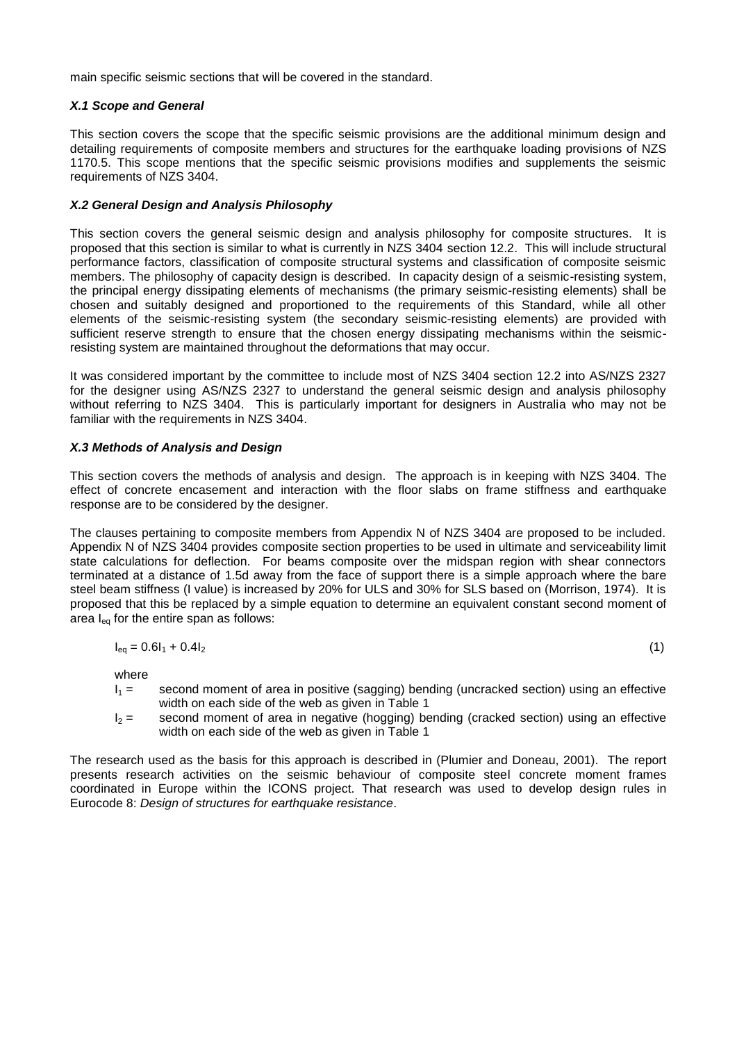main specific seismic sections that will be covered in the standard.

### *X.1 Scope and General*

This section covers the scope that the specific seismic provisions are the additional minimum design and detailing requirements of composite members and structures for the earthquake loading provisions of NZS 1170.5. This scope mentions that the specific seismic provisions modifies and supplements the seismic requirements of NZS 3404.

### *X.2 General Design and Analysis Philosophy*

This section covers the general seismic design and analysis philosophy for composite structures. It is proposed that this section is similar to what is currently in NZS 3404 section 12.2. This will include structural performance factors, classification of composite structural systems and classification of composite seismic members. The philosophy of capacity design is described. In capacity design of a seismic-resisting system, the principal energy dissipating elements of mechanisms (the primary seismic-resisting elements) shall be chosen and suitably designed and proportioned to the requirements of this Standard, while all other elements of the seismic-resisting system (the secondary seismic-resisting elements) are provided with sufficient reserve strength to ensure that the chosen energy dissipating mechanisms within the seismic-resisting system are maintained throughout the deformations that may occur.

It was considered important by the committee to include most of NZS 3404 section 12.2 into AS/NZS 2327 for the designer using AS/NZS 2327 to understand the general seismic design and analysis philosophy without referring to NZS 3404. This is particularly important for designers in Australia who may not be familiar with the requirements in NZS 3404.

### *X.3 Methods of Analysis and Design*

This section covers the methods of analysis and design. The approach is in keeping with NZS 3404. The effect of concrete encasement and interaction with the floor slabs on frame stiffness and earthquake response are to be considered by the designer.

The clauses pertaining to composite members from Appendix N of NZS 3404 are proposed to be included. Appendix N of NZS 3404 provides composite section properties to be used in ultimate and serviceability limit state calculations for deflection. For beams composite over the midspan region with shear connectors terminated at a distance of 1.5d away from the face of support there is a simple approach where the bare steel beam stiffness (I value) is increased by 20% for ULS and 30% for SLS based on (Morrison, 1974). It is proposed that this be replaced by a simple equation to determine an equivalent constant second moment of area $I_{eq}$ for the entire span as follows:

$$I_{eq} = 0.6I_1 + 0.4I_2 \tag{1}$$

where

$I_1$ = second moment of area in positive (sagging) bending (uncracked section) using an effective width on each side of the web as given in Table 1

$I_2$ = second moment of area in negative (hogging) bending (cracked section) using an effective width on each side of the web as given in Table 1

The research used as the basis for this approach is described in (Plumier and Doneau, 2001). The report presents research activities on the seismic behaviour of composite steel concrete moment frames coordinated in Europe within the ICONS project. That research was used to develop design rules in Eurocode 8: *Design of structures for earthquake resistance*.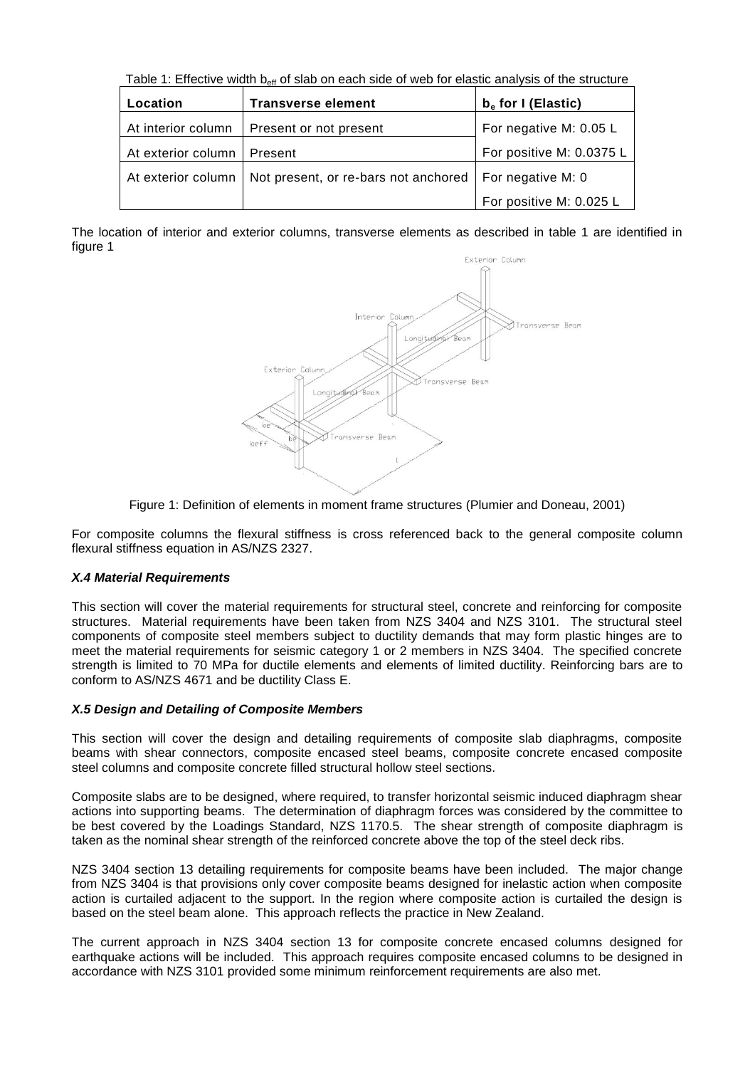Table 1: Effective width $b_{eff}$ of slab on each side of web for elastic analysis of the structure

| Location | Transverse element | $b_e$ for I (Elastic) |
|---|---|---|
| At interior column | Present or not present | For negative M: 0.05 L |
| At exterior column | Present | For positive M: 0.0375 L |
| At exterior column | Not present, or re-bars not anchored | For negative M: 0 |
| | | For positive M: 0.025 L |

The location of interior and exterior columns, transverse elements as described in table 1 are identified in figure 1

Figure 1: Definition of elements in moment frame structures (Plumier and Doneau, 2001)

For composite columns the flexural stiffness is cross referenced back to the general composite column flexural stiffness equation in AS/NZS 2327.

#### *X.4 Material Requirements*

This section will cover the material requirements for structural steel, concrete and reinforcing for composite structures. Material requirements have been taken from NZS 3404 and NZS 3101. The structural steel components of composite steel members subject to ductility demands that may form plastic hinges are to meet the material requirements for seismic category 1 or 2 members in NZS 3404. The specified concrete strength is limited to 70 MPa for ductile elements and elements of limited ductility. Reinforcing bars are to conform to AS/NZS 4671 and be ductility Class E.

#### *X.5 Design and Detailing of Composite Members*

This section will cover the design and detailing requirements of composite slab diaphragms, composite beams with shear connectors, composite encased steel beams, composite concrete encased composite steel columns and composite concrete filled structural hollow steel sections.

Composite slabs are to be designed, where required, to transfer horizontal seismic induced diaphragm shear actions into supporting beams. The determination of diaphragm forces was considered by the committee to be best covered by the Loadings Standard, NZS 1170.5. The shear strength of composite diaphragm is taken as the nominal shear strength of the reinforced concrete above the top of the steel deck ribs.

NZS 3404 section 13 detailing requirements for composite beams have been included. The major change from NZS 3404 is that provisions only cover composite beams designed for inelastic action when composite action is curtailed adjacent to the support. In the region where composite action is curtailed the design is based on the steel beam alone. This approach reflects the practice in New Zealand.

The current approach in NZS 3404 section 13 for composite concrete encased columns designed for earthquake actions will be included. This approach requires composite encased columns to be designed in accordance with NZS 3101 provided some minimum reinforcement requirements are also met.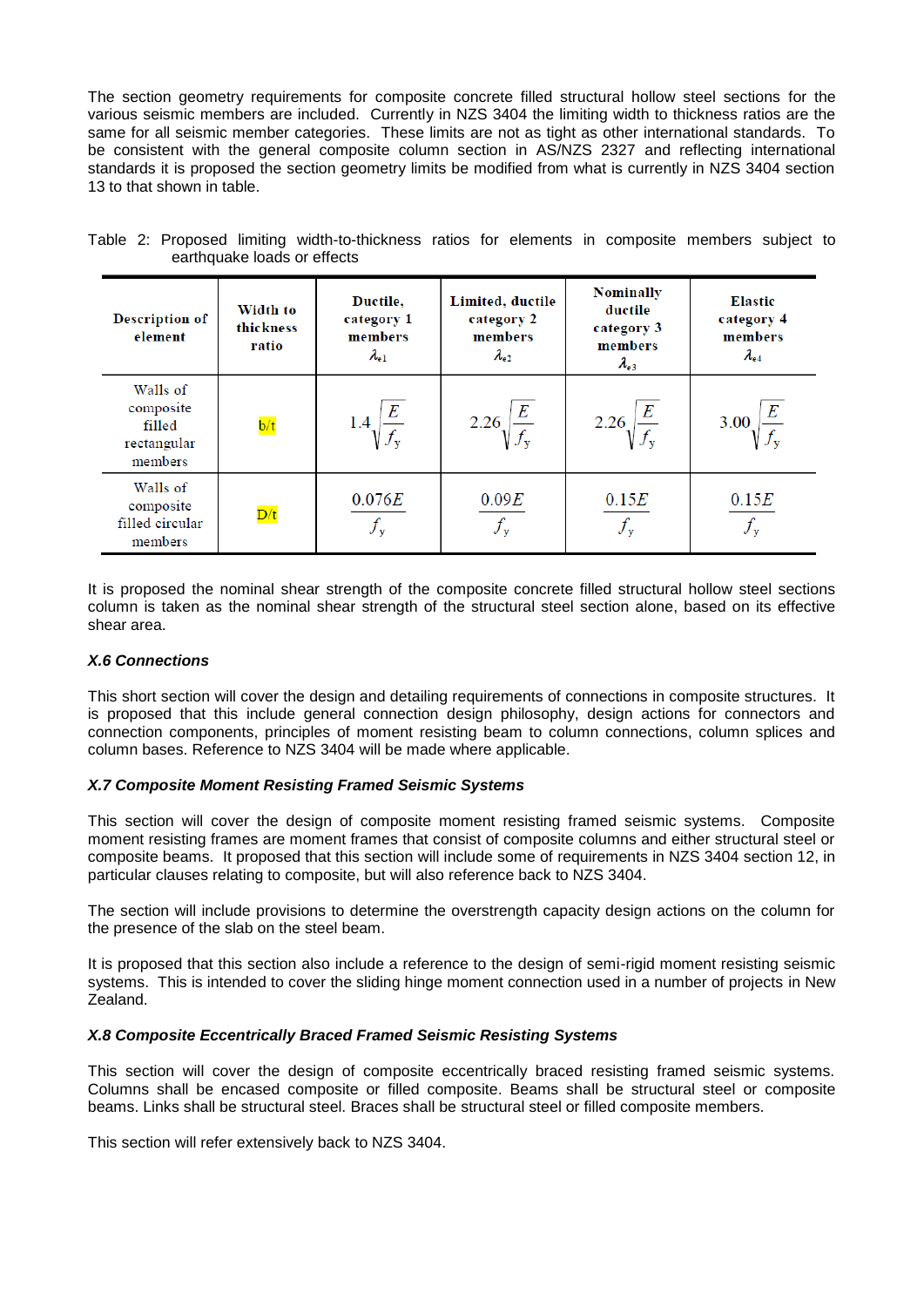The section geometry requirements for composite concrete filled structural hollow steel sections for the various seismic members are included. Currently in NZS 3404 the limiting width to thickness ratios are the same for all seismic member categories. These limits are not as tight as other international standards. To be consistent with the general composite column section in AS/NZS 2327 and reflecting international standards it is proposed the section geometry limits be modified from what is currently in NZS 3404 section 13 to that shown in table.

Table 2: Proposed limiting width-to-thickness ratios for elements in composite members subject to earthquake loads or effects

| Description of element | Width to thickness ratio | Ductile, category 1 members $\lambda_{e1}$ | Limited, ductile category 2 members $\lambda_{e2}$ | Nominally ductile category 3 members $\lambda_{e3}$ | Elastic category 4 members $\lambda_{e4}$ |
|---|---|---|---|---|---|
| Walls of composite filled rectangular members | b/t | $1.4\sqrt{\frac{E}{f_y}}$ | $2.26\sqrt{\frac{E}{f_y}}$ | $2.26\sqrt{\frac{E}{f_y}}$ | $3.00\sqrt{\frac{E}{f_y}}$ |
| Walls of composite filled circular members | D/t | $\frac{0.076E}{f_y}$ | $\frac{0.09E}{f_y}$ | $\frac{0.15E}{f_y}$ | $\frac{0.15E}{f_y}$ |

It is proposed the nominal shear strength of the composite concrete filled structural hollow steel sections column is taken as the nominal shear strength of the structural steel section alone, based on its effective shear area.

#### *X.6 Connections*

This short section will cover the design and detailing requirements of connections in composite structures. It is proposed that this include general connection design philosophy, design actions for connectors and connection components, principles of moment resisting beam to column connections, column splices and column bases. Reference to NZS 3404 will be made where applicable.

#### *X.7 Composite Moment Resisting Framed Seismic Systems*

This section will cover the design of composite moment resisting framed seismic systems. Composite moment resisting frames are moment frames that consist of composite columns and either structural steel or composite beams. It proposed that this section will include some of requirements in NZS 3404 section 12, in particular clauses relating to composite, but will also reference back to NZS 3404.

The section will include provisions to determine the overstrength capacity design actions on the column for the presence of the slab on the steel beam.

It is proposed that this section also include a reference to the design of semi-rigid moment resisting seismic systems. This is intended to cover the sliding hinge moment connection used in a number of projects in New Zealand.

#### *X.8 Composite Eccentrically Braced Framed Seismic Resisting Systems*

This section will cover the design of composite eccentrically braced resisting framed seismic systems. Columns shall be encased composite or filled composite. Beams shall be structural steel or composite beams. Links shall be structural steel. Braces shall be structural steel or filled composite members.

This section will refer extensively back to NZS 3404.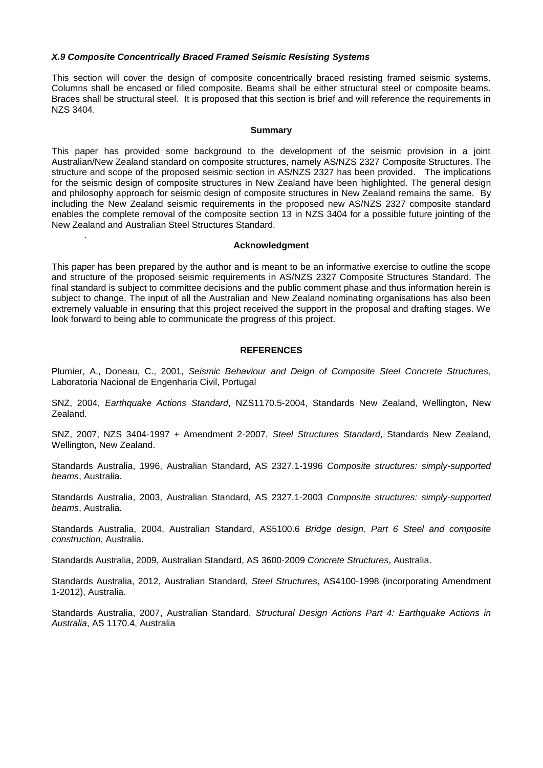***X.9 Composite Concentrically Braced Framed Seismic Resisting Systems***

This section will cover the design of composite concentrically braced resisting framed seismic systems. Columns shall be encased or filled composite. Beams shall be either structural steel or composite beams. Braces shall be structural steel. It is proposed that this section is brief and will reference the requirements in NZS 3404.

## Summary

This paper has provided some background to the development of the seismic provision in a joint Australian/New Zealand standard on composite structures, namely AS/NZS 2327 Composite Structures. The structure and scope of the proposed seismic section in AS/NZS 2327 has been provided. The implications for the seismic design of composite structures in New Zealand have been highlighted. The general design and philosophy approach for seismic design of composite structures in New Zealand remains the same. By including the New Zealand seismic requirements in the proposed new AS/NZS 2327 composite standard enables the complete removal of the composite section 13 in NZS 3404 for a possible future jointing of the New Zealand and Australian Steel Structures Standard.

## Acknowledgment

This paper has been prepared by the author and is meant to be an informative exercise to outline the scope and structure of the proposed seismic requirements in AS/NZS 2327 Composite Structures Standard. The final standard is subject to committee decisions and the public comment phase and thus information herein is subject to change. The input of all the Australian and New Zealand nominating organisations has also been extremely valuable in ensuring that this project received the support in the proposal and drafting stages. We look forward to being able to communicate the progress of this project.

## REFERENCES

Plumier, A., Doneau, C., 2001, *Seismic Behaviour and Deign of Composite Steel Concrete Structures*, Laboratoria Nacional de Engenharia Civil, Portugal

SNZ, 2004, *Earthquake Actions Standard*, NZS1170.5-2004, Standards New Zealand, Wellington, New Zealand.

SNZ, 2007, NZS 3404-1997 + Amendment 2-2007, *Steel Structures Standard*, Standards New Zealand, Wellington, New Zealand.

Standards Australia, 1996, Australian Standard, AS 2327.1-1996 *Composite structures: simply-supported beams*, Australia.

Standards Australia, 2003, Australian Standard, AS 2327.1-2003 *Composite structures: simply-supported beams*, Australia.

Standards Australia, 2004, Australian Standard, AS5100.6 *Bridge design, Part 6 Steel and composite construction*, Australia.

Standards Australia, 2009, Australian Standard, AS 3600-2009 *Concrete Structures*, Australia.

Standards Australia, 2012, Australian Standard, *Steel Structures*, AS4100-1998 (incorporating Amendment 1-2012), Australia.

Standards Australia, 2007, Australian Standard, *Structural Design Actions Part 4: Earthquake Actions in Australia*, AS 1170.4, Australia